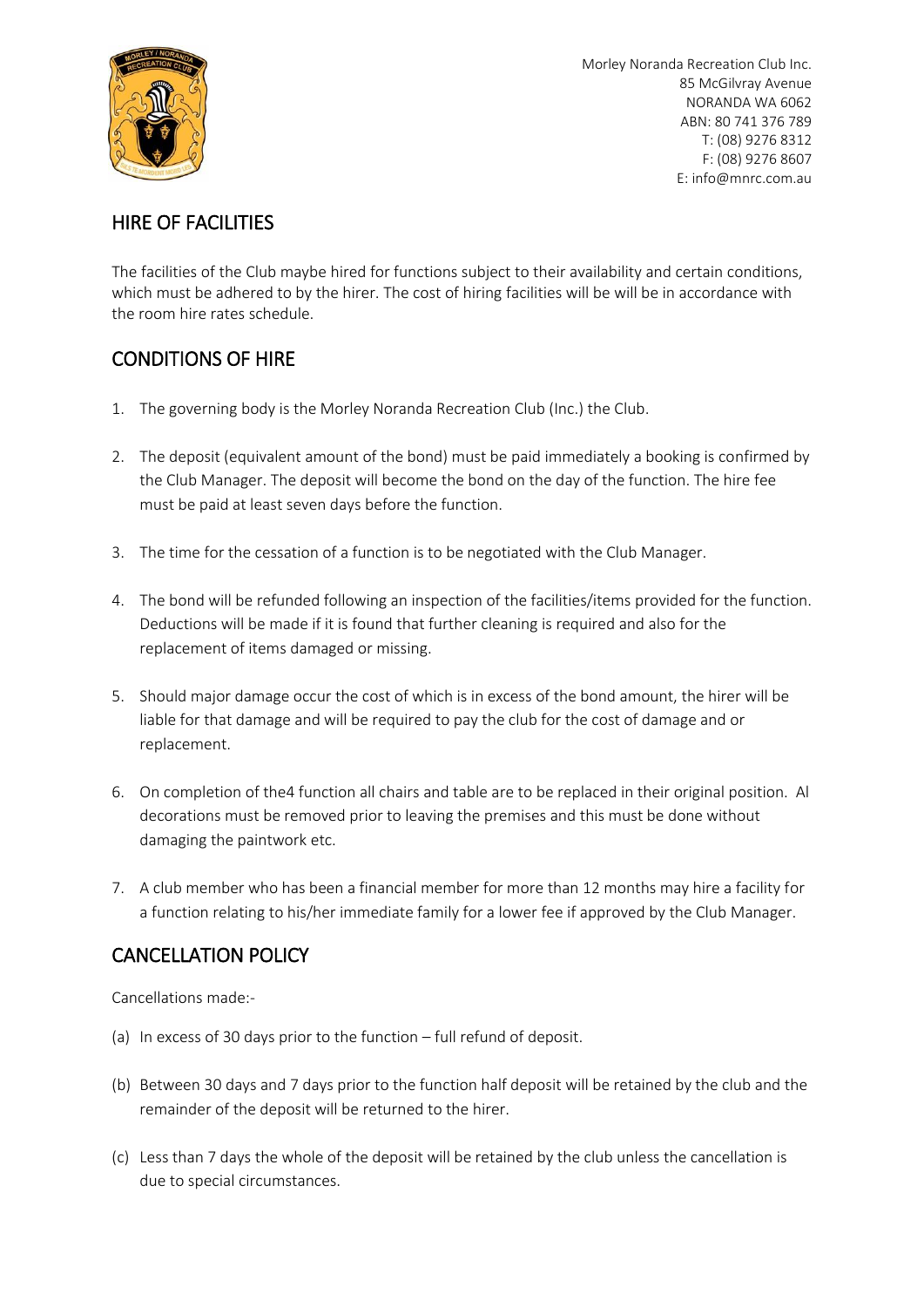Morley Noranda Recreation Club Inc.
85 McGilvray Avenue
NORANDA WA 6062
ABN: 80 741 376 789
T: (08) 9276 8312
F: (08) 9276 8607
E: info@mnrc.com.au

## HIRE OF FACILITIES

The facilities of the Club maybe hired for functions subject to their availability and certain conditions, which must be adhered to by the hirer. The cost of hiring facilities will be will be in accordance with the room hire rates schedule.

## CONDITIONS OF HIRE

1. The governing body is the Morley Noranda Recreation Club (Inc.) the Club.

2. The deposit (equivalent amount of the bond) must be paid immediately a booking is confirmed by the Club Manager. The deposit will become the bond on the day of the function. The hire fee must be paid at least seven days before the function.

3. The time for the cessation of a function is to be negotiated with the Club Manager.

4. The bond will be refunded following an inspection of the facilities/items provided for the function. Deductions will be made if it is found that further cleaning is required and also for the replacement of items damaged or missing.

5. Should major damage occur the cost of which is in excess of the bond amount, the hirer will be liable for that damage and will be required to pay the club for the cost of damage and or replacement.

6. On completion of the4 function all chairs and table are to be replaced in their original position. Al decorations must be removed prior to leaving the premises and this must be done without damaging the paintwork etc.

7. A club member who has been a financial member for more than 12 months may hire a facility for a function relating to his/her immediate family for a lower fee if approved by the Club Manager.

## CANCELLATION POLICY

Cancellations made:-

(a) In excess of 30 days prior to the function – full refund of deposit.

(b) Between 30 days and 7 days prior to the function half deposit will be retained by the club and the remainder of the deposit will be returned to the hirer.

(c) Less than 7 days the whole of the deposit will be retained by the club unless the cancellation is due to special circumstances.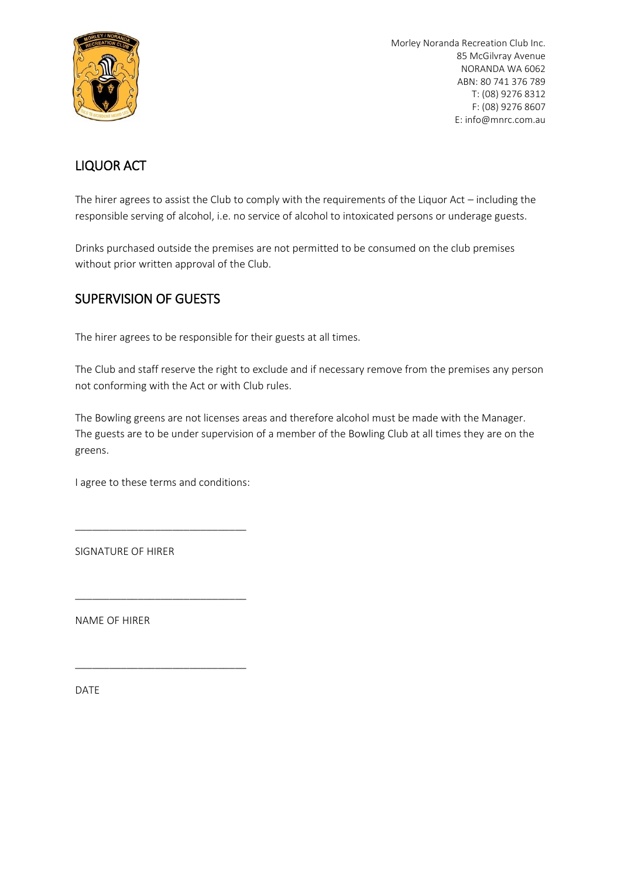Morley Noranda Recreation Club Inc.
85 McGilvray Avenue
NORANDA WA 6062
ABN: 80 741 376 789
T: (08) 9276 8312
F: (08) 9276 8607
E: info@mnrc.com.au

## LIQUOR ACT

The hirer agrees to assist the Club to comply with the requirements of the Liquor Act – including the responsible serving of alcohol, i.e. no service of alcohol to intoxicated persons or underage guests.

Drinks purchased outside the premises are not permitted to be consumed on the club premises without prior written approval of the Club.

## SUPERVISION OF GUESTS

The hirer agrees to be responsible for their guests at all times.

The Club and staff reserve the right to exclude and if necessary remove from the premises any person not conforming with the Act or with Club rules.

The Bowling greens are not licenses areas and therefore alcohol must be made with the Manager. The guests are to be under supervision of a member of the Bowling Club at all times they are on the greens.

I agree to these terms and conditions:

______________________________

SIGNATURE OF HIRER

______________________________

NAME OF HIRER

______________________________

DATE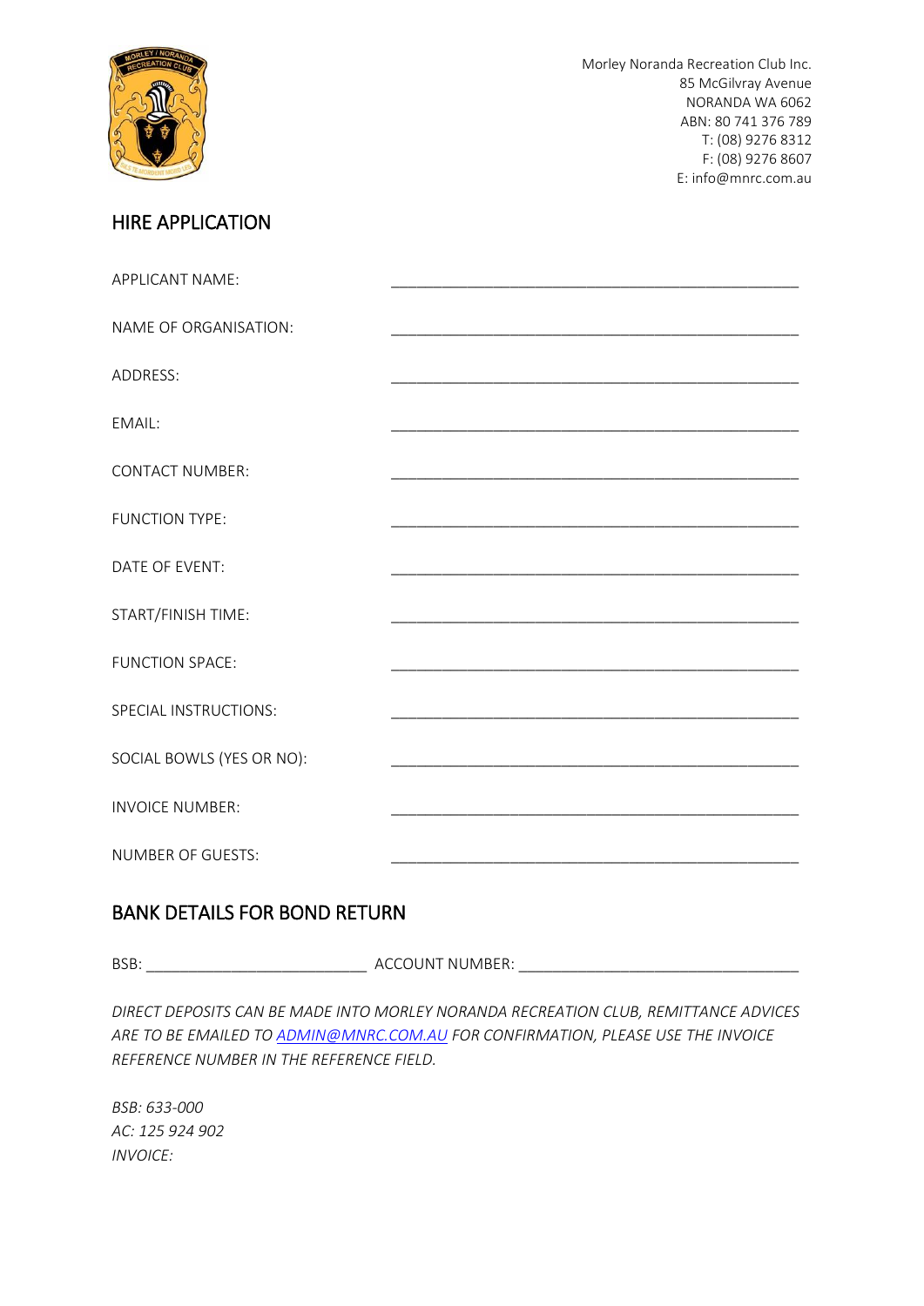Morley Noranda Recreation Club Inc.
85 McGilvray Avenue
NORANDA WA 6062
ABN: 80 741 376 789
T: (08) 9276 8312
F: (08) 9276 8607
E: info@mnrc.com.au

## HIRE APPLICATION

APPLICANT NAME: ______________________________________________

NAME OF ORGANISATION: ______________________________________________

ADDRESS: ______________________________________________

EMAIL: ______________________________________________

CONTACT NUMBER: ______________________________________________

FUNCTION TYPE: ______________________________________________

DATE OF EVENT: ______________________________________________

START/FINISH TIME: ______________________________________________

FUNCTION SPACE: ______________________________________________

SPECIAL INSTRUCTIONS: ______________________________________________

SOCIAL BOWLS (YES OR NO): ______________________________________________

INVOICE NUMBER: ______________________________________________

NUMBER OF GUESTS: ______________________________________________

## BANK DETAILS FOR BOND RETURN

BSB: _________________________ ACCOUNT NUMBER: ________________________________

*DIRECT DEPOSITS CAN BE MADE INTO MORLEY NORANDA RECREATION CLUB, REMITTANCE ADVICES ARE TO BE EMAILED TO ADMIN@MNRC.COM.AU FOR CONFIRMATION, PLEASE USE THE INVOICE REFERENCE NUMBER IN THE REFERENCE FIELD.*

*BSB: 633-000*
*AC: 125 924 902*
*INVOICE:*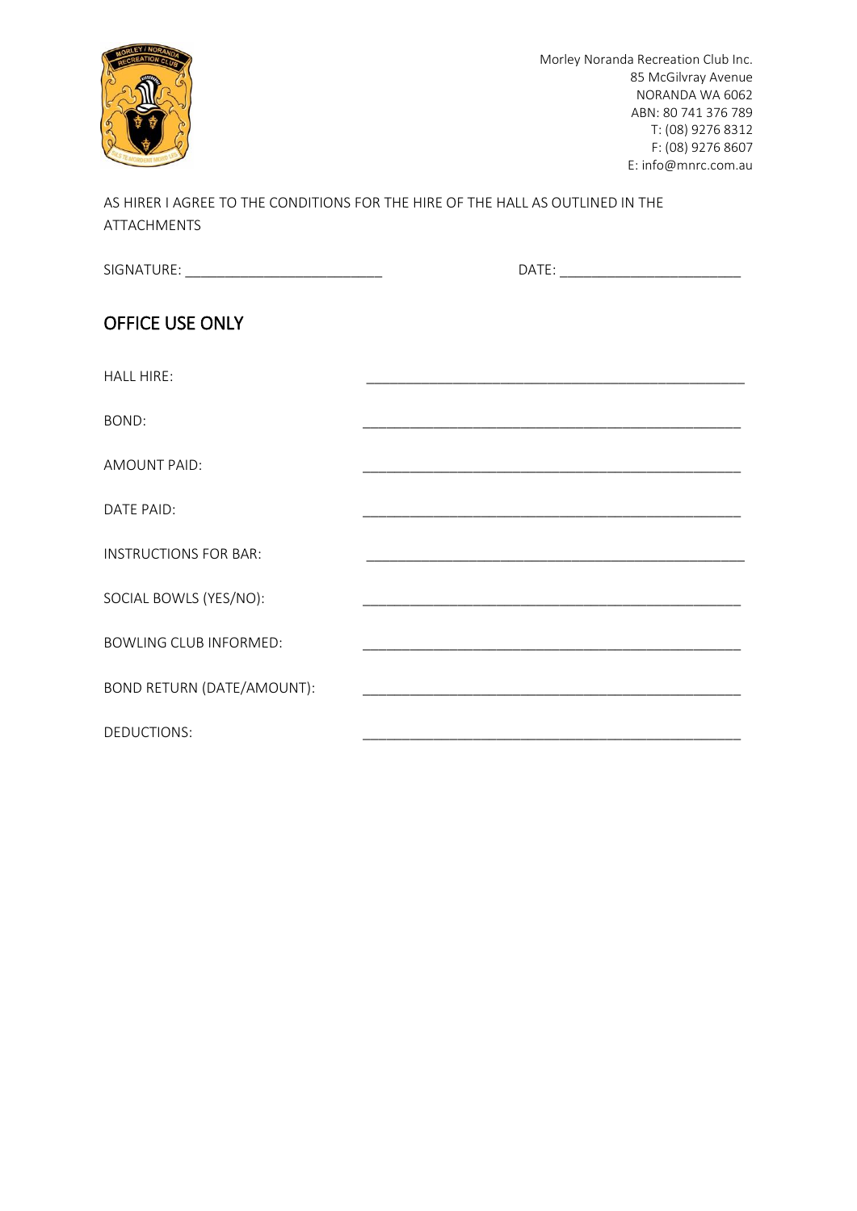Morley Noranda Recreation Club Inc.
85 McGilvray Avenue
NORANDA WA 6062
ABN: 80 741 376 789
T: (08) 9276 8312
F: (08) 9276 8607
E: info@mnrc.com.au

AS HIRER I AGREE TO THE CONDITIONS FOR THE HIRE OF THE HALL AS OUTLINED IN THE ATTACHMENTS

SIGNATURE: _________________________ DATE: _______________________

## OFFICE USE ONLY

HALL HIRE: ________________________________________________

BOND: ________________________________________________

AMOUNT PAID: ________________________________________________

DATE PAID: ________________________________________________

INSTRUCTIONS FOR BAR: ________________________________________________

SOCIAL BOWLS (YES/NO): ________________________________________________

BOWLING CLUB INFORMED: ________________________________________________

BOND RETURN (DATE/AMOUNT): ________________________________________________

DEDUCTIONS: ________________________________________________